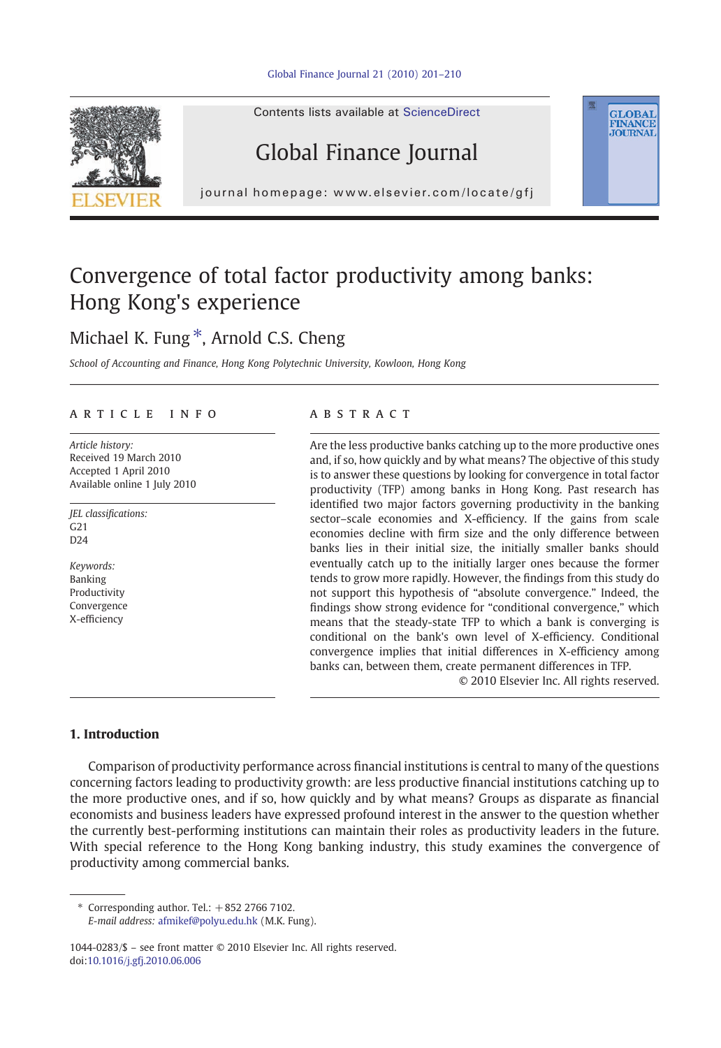# Convergence of total factor productivity among banks: Hong Kong's experience

Michael K. Fung *, Arnold C.S. Cheng

*School of Accounting and Finance, Hong Kong Polytechnic University, Kowloon, Hong Kong*

## ARTICLE INFO

*Article history:*
Received 19 March 2010
Accepted 1 April 2010
Available online 1 July 2010

*JEL classifications:*
G21
D24

*Keywords:*
Banking
Productivity
Convergence
X-efficiency

## ABSTRACT

Are the less productive banks catching up to the more productive ones and, if so, how quickly and by what means? The objective of this study is to answer these questions by looking for convergence in total factor productivity (TFP) among banks in Hong Kong. Past research has identified two major factors governing productivity in the banking sector–scale economies and X-efficiency. If the gains from scale economies decline with firm size and the only difference between banks lies in their initial size, the initially smaller banks should eventually catch up to the initially larger ones because the former tends to grow more rapidly. However, the findings from this study do not support this hypothesis of "absolute convergence." Indeed, the findings show strong evidence for "conditional convergence," which means that the steady-state TFP to which a bank is converging is conditional on the bank's own level of X-efficiency. Conditional convergence implies that initial differences in X-efficiency among banks can, between them, create permanent differences in TFP.

© 2010 Elsevier Inc. All rights reserved.

## 1. Introduction

Comparison of productivity performance across financial institutions is central to many of the questions concerning factors leading to productivity growth: are less productive financial institutions catching up to the more productive ones, and if so, how quickly and by what means? Groups as disparate as financial economists and business leaders have expressed profound interest in the answer to the question whether the currently best-performing institutions can maintain their roles as productivity leaders in the future. With special reference to the Hong Kong banking industry, this study examines the convergence of productivity among commercial banks.

\* Corresponding author. Tel.: +852 2766 7102.
*E-mail address:* afmikef@polyu.edu.hk (M.K. Fung).

1044-0283/$ – see front matter © 2010 Elsevier Inc. All rights reserved.
doi:10.1016/j.gfj.2010.06.006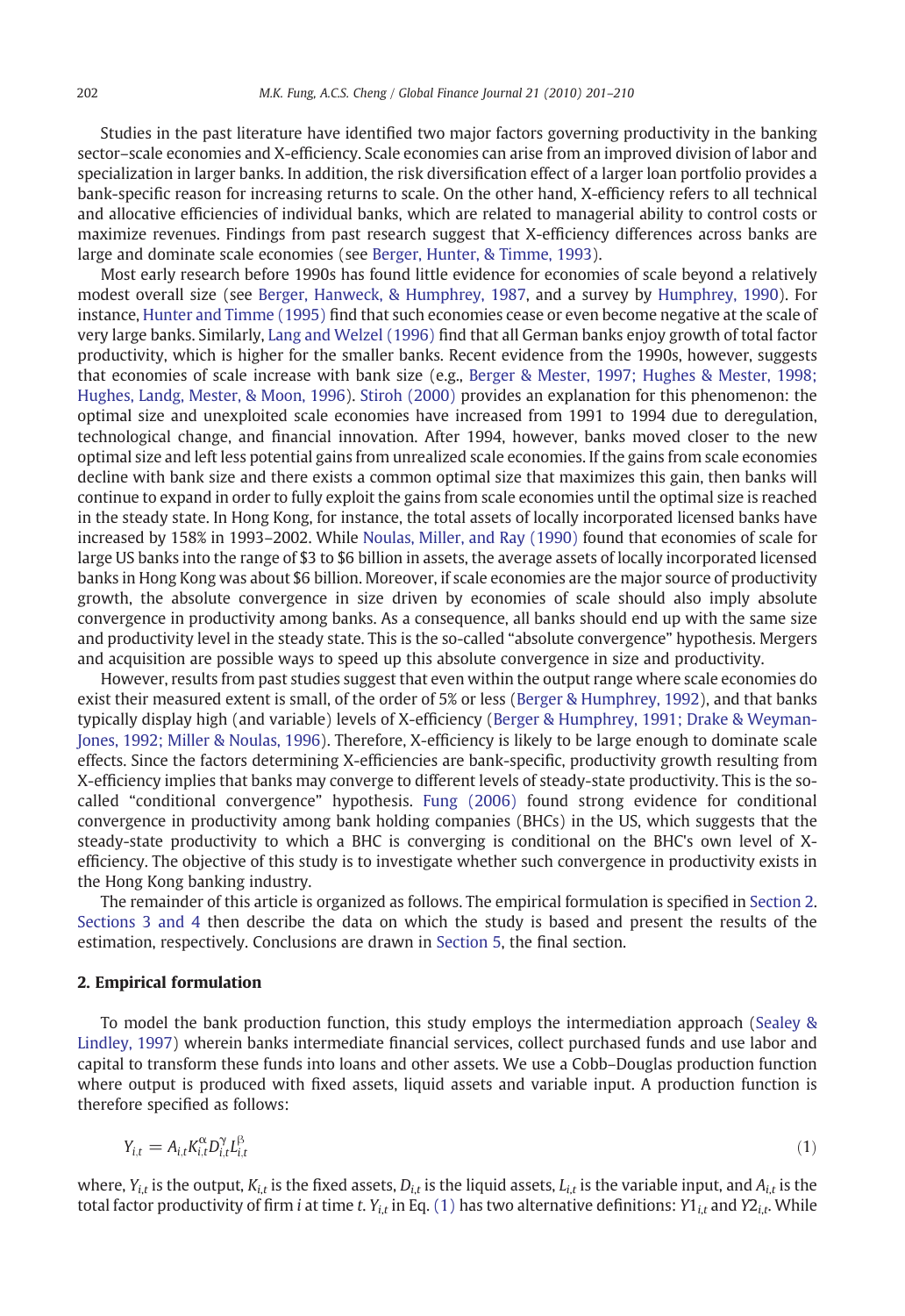Studies in the past literature have identified two major factors governing productivity in the banking sector–scale economies and X-efficiency. Scale economies can arise from an improved division of labor and specialization in larger banks. In addition, the risk diversification effect of a larger loan portfolio provides a bank-specific reason for increasing returns to scale. On the other hand, X-efficiency refers to all technical and allocative efficiencies of individual banks, which are related to managerial ability to control costs or maximize revenues. Findings from past research suggest that X-efficiency differences across banks are large and dominate scale economies (see Berger, Hunter, & Timme, 1993).

Most early research before 1990s has found little evidence for economies of scale beyond a relatively modest overall size (see Berger, Hanweck, & Humphrey, 1987, and a survey by Humphrey, 1990). For instance, Hunter and Timme (1995) find that such economies cease or even become negative at the scale of very large banks. Similarly, Lang and Welzel (1996) find that all German banks enjoy growth of total factor productivity, which is higher for the smaller banks. Recent evidence from the 1990s, however, suggests that economies of scale increase with bank size (e.g., Berger & Mester, 1997; Hughes & Mester, 1998; Hughes, Landg, Mester, & Moon, 1996). Stiroh (2000) provides an explanation for this phenomenon: the optimal size and unexploited scale economies have increased from 1991 to 1994 due to deregulation, technological change, and financial innovation. After 1994, however, banks moved closer to the new optimal size and left less potential gains from unrealized scale economies. If the gains from scale economies decline with bank size and there exists a common optimal size that maximizes this gain, then banks will continue to expand in order to fully exploit the gains from scale economies until the optimal size is reached in the steady state. In Hong Kong, for instance, the total assets of locally incorporated licensed banks have increased by 158% in 1993–2002. While Noulas, Miller, and Ray (1990) found that economies of scale for large US banks into the range of \$3 to \$6 billion in assets, the average assets of locally incorporated licensed banks in Hong Kong was about \$6 billion. Moreover, if scale economies are the major source of productivity growth, the absolute convergence in size driven by economies of scale should also imply absolute convergence in productivity among banks. As a consequence, all banks should end up with the same size and productivity level in the steady state. This is the so-called "absolute convergence" hypothesis. Mergers and acquisition are possible ways to speed up this absolute convergence in size and productivity.

However, results from past studies suggest that even within the output range where scale economies do exist their measured extent is small, of the order of 5% or less (Berger & Humphrey, 1992), and that banks typically display high (and variable) levels of X-efficiency (Berger & Humphrey, 1991; Drake & Weyman-Jones, 1992; Miller & Noulas, 1996). Therefore, X-efficiency is likely to be large enough to dominate scale effects. Since the factors determining X-efficiencies are bank-specific, productivity growth resulting from X-efficiency implies that banks may converge to different levels of steady-state productivity. This is the so-called "conditional convergence" hypothesis. Fung (2006) found strong evidence for conditional convergence in productivity among bank holding companies (BHCs) in the US, which suggests that the steady-state productivity to which a BHC is converging is conditional on the BHC's own level of X-efficiency. The objective of this study is to investigate whether such convergence in productivity exists in the Hong Kong banking industry.

The remainder of this article is organized as follows. The empirical formulation is specified in Section 2. Sections 3 and 4 then describe the data on which the study is based and present the results of the estimation, respectively. Conclusions are drawn in Section 5, the final section.

## 2. Empirical formulation

To model the bank production function, this study employs the intermediation approach (Sealey & Lindley, 1997) wherein banks intermediate financial services, collect purchased funds and use labor and capital to transform these funds into loans and other assets. We use a Cobb–Douglas production function where output is produced with fixed assets, liquid assets and variable input. A production function is therefore specified as follows:

$$Y_{i,t} = A_{i,t} K_{i,t}^{\alpha} D_{i,t}^{\gamma} L_{i,t}^{\beta} \tag{1}$$

where, $Y_{i,t}$ is the output, $K_{i,t}$ is the fixed assets, $D_{i,t}$ is the liquid assets, $L_{i,t}$ is the variable input, and $A_{i,t}$ is the total factor productivity of firm $i$ at time $t$. $Y_{i,t}$ in Eq. (1) has two alternative definitions: $Y1_{i,t}$ and $Y2_{i,t}$. While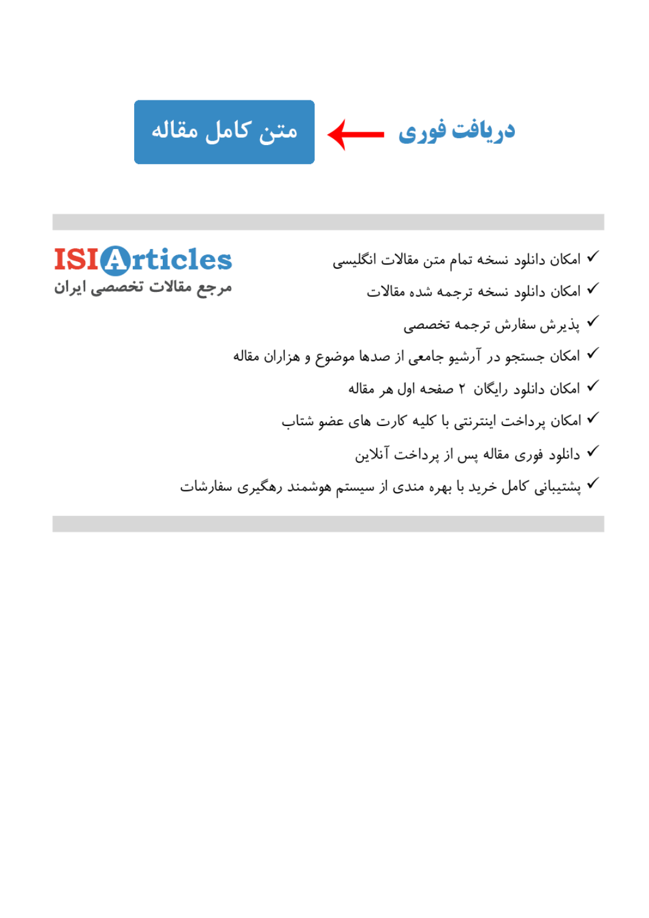دریافت فوری ← متن کامل مقاله

**ISIArticles**
مرجع مقالات تخصصی ایران

- ✓ امکان دانلود نسخه تمام متن مقالات انگلیسی
- ✓ امکان دانلود نسخه ترجمه شده مقالات
- ✓ پذیرش سفارش ترجمه تخصصی
- ✓ امکان جستجو در آرشیو جامعی از صدها موضوع و هزاران مقاله
- ✓ امکان دانلود رایگان ۲ صفحه اول هر مقاله
- ✓ امکان پرداخت اینترنتی با کلیه کارت های عضو شتاب
- ✓ دانلود فوری مقاله پس از پرداخت آنلاین
- ✓ پشتیبانی کامل خرید با بهره مندی از سیستم هوشمند رهگیری سفارشات